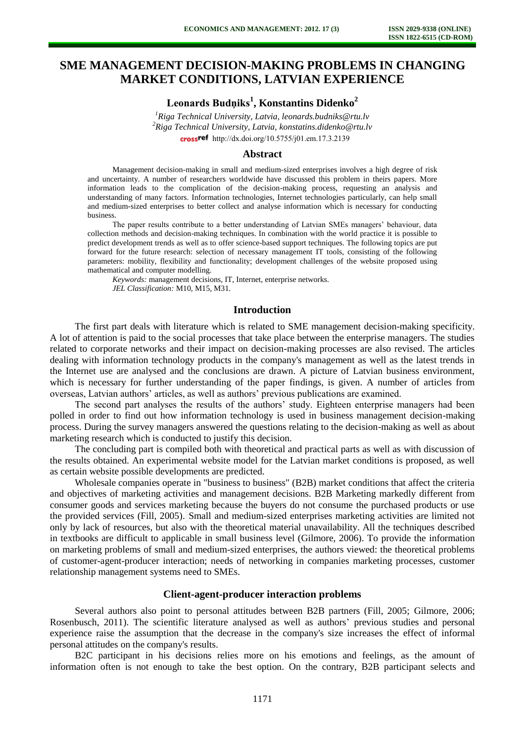# SME MANAGEMENT DECISION-MAKING PROBLEMS IN CHANGING MARKET CONDITIONS, LATVIAN EXPERIENCE

**Leonards Budņiks[1], Konstantins Didenko[2]**

*[1]Riga Technical University, Latvia, leonards.budniks@rtu.lv*
*[2]Riga Technical University, Latvia, konstatins.didenko@rtu.lv*
http://dx.doi.org/10.5755/j01.em.17.3.2139

## Abstract

Management decision-making in small and medium-sized enterprises involves a high degree of risk and uncertainty. A number of researchers worldwide have discussed this problem in theirs papers. More information leads to the complication of the decision-making process, requesting an analysis and understanding of many factors. Information technologies, Internet technologies particularly, can help small and medium-sized enterprises to better collect and analyse information which is necessary for conducting business.

The paper results contribute to a better understanding of Latvian SMEs managers' behaviour, data collection methods and decision-making techniques. In combination with the world practice it is possible to predict development trends as well as to offer science-based support techniques. The following topics are put forward for the future research: selection of necessary management IT tools, consisting of the following parameters: mobility, flexibility and functionality; development challenges of the website proposed using mathematical and computer modelling.

*Keywords:* management decisions, IT, Internet, enterprise networks.

*JEL Classification:* M10, M15, M31.

## Introduction

The first part deals with literature which is related to SME management decision-making specificity. A lot of attention is paid to the social processes that take place between the enterprise managers. The studies related to corporate networks and their impact on decision-making processes are also revised. The articles dealing with information technology products in the company's management as well as the latest trends in the Internet use are analysed and the conclusions are drawn. A picture of Latvian business environment, which is necessary for further understanding of the paper findings, is given. A number of articles from overseas, Latvian authors' articles, as well as authors' previous publications are examined.

The second part analyses the results of the authors' study. Eighteen enterprise managers had been polled in order to find out how information technology is used in business management decision-making process. During the survey managers answered the questions relating to the decision-making as well as about marketing research which is conducted to justify this decision.

The concluding part is compiled both with theoretical and practical parts as well as with discussion of the results obtained. An experimental website model for the Latvian market conditions is proposed, as well as certain website possible developments are predicted.

Wholesale companies operate in "business to business" (B2B) market conditions that affect the criteria and objectives of marketing activities and management decisions. B2B Marketing markedly different from consumer goods and services marketing because the buyers do not consume the purchased products or use the provided services (Fill, 2005). Small and medium-sized enterprises marketing activities are limited not only by lack of resources, but also with the theoretical material unavailability. All the techniques described in textbooks are difficult to applicable in small business level (Gilmore, 2006). To provide the information on marketing problems of small and medium-sized enterprises, the authors viewed: the theoretical problems of customer-agent-producer interaction; needs of networking in companies marketing processes, customer relationship management systems need to SMEs.

## Client-agent-producer interaction problems

Several authors also point to personal attitudes between B2B partners (Fill, 2005; Gilmore, 2006; Rosenbusch, 2011). The scientific literature analysed as well as authors' previous studies and personal experience raise the assumption that the decrease in the company's size increases the effect of informal personal attitudes on the company's results.

B2C participant in his decisions relies more on his emotions and feelings, as the amount of information often is not enough to take the best option. On the contrary, B2B participant selects and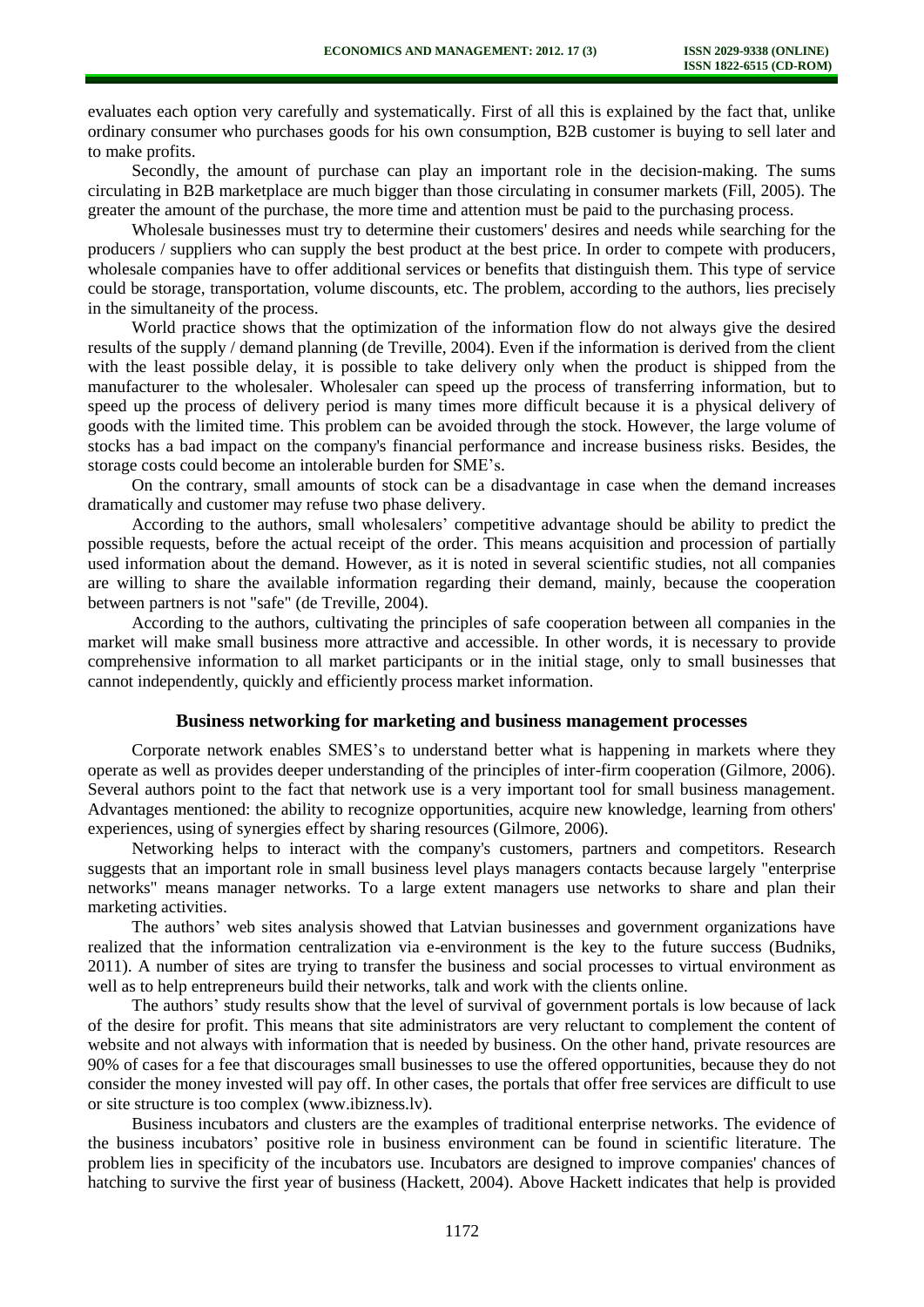evaluates each option very carefully and systematically. First of all this is explained by the fact that, unlike ordinary consumer who purchases goods for his own consumption, B2B customer is buying to sell later and to make profits.

Secondly, the amount of purchase can play an important role in the decision-making. The sums circulating in B2B marketplace are much bigger than those circulating in consumer markets (Fill, 2005). The greater the amount of the purchase, the more time and attention must be paid to the purchasing process.

Wholesale businesses must try to determine their customers' desires and needs while searching for the producers / suppliers who can supply the best product at the best price. In order to compete with producers, wholesale companies have to offer additional services or benefits that distinguish them. This type of service could be storage, transportation, volume discounts, etc. The problem, according to the authors, lies precisely in the simultaneity of the process.

World practice shows that the optimization of the information flow do not always give the desired results of the supply / demand planning (de Treville, 2004). Even if the information is derived from the client with the least possible delay, it is possible to take delivery only when the product is shipped from the manufacturer to the wholesaler. Wholesaler can speed up the process of transferring information, but to speed up the process of delivery period is many times more difficult because it is a physical delivery of goods with the limited time. This problem can be avoided through the stock. However, the large volume of stocks has a bad impact on the company's financial performance and increase business risks. Besides, the storage costs could become an intolerable burden for SME's.

On the contrary, small amounts of stock can be a disadvantage in case when the demand increases dramatically and customer may refuse two phase delivery.

According to the authors, small wholesalers' competitive advantage should be ability to predict the possible requests, before the actual receipt of the order. This means acquisition and procession of partially used information about the demand. However, as it is noted in several scientific studies, not all companies are willing to share the available information regarding their demand, mainly, because the cooperation between partners is not "safe" (de Treville, 2004).

According to the authors, cultivating the principles of safe cooperation between all companies in the market will make small business more attractive and accessible. In other words, it is necessary to provide comprehensive information to all market participants or in the initial stage, only to small businesses that cannot independently, quickly and efficiently process market information.

## Business networking for marketing and business management processes

Corporate network enables SMES's to understand better what is happening in markets where they operate as well as provides deeper understanding of the principles of inter-firm cooperation (Gilmore, 2006). Several authors point to the fact that network use is a very important tool for small business management. Advantages mentioned: the ability to recognize opportunities, acquire new knowledge, learning from others' experiences, using of synergies effect by sharing resources (Gilmore, 2006).

Networking helps to interact with the company's customers, partners and competitors. Research suggests that an important role in small business level plays managers contacts because largely "enterprise networks" means manager networks. To a large extent managers use networks to share and plan their marketing activities.

The authors' web sites analysis showed that Latvian businesses and government organizations have realized that the information centralization via e-environment is the key to the future success (Budniks, 2011). A number of sites are trying to transfer the business and social processes to virtual environment as well as to help entrepreneurs build their networks, talk and work with the clients online.

The authors' study results show that the level of survival of government portals is low because of lack of the desire for profit. This means that site administrators are very reluctant to complement the content of website and not always with information that is needed by business. On the other hand, private resources are 90% of cases for a fee that discourages small businesses to use the offered opportunities, because they do not consider the money invested will pay off. In other cases, the portals that offer free services are difficult to use or site structure is too complex (www.ibizness.lv).

Business incubators and clusters are the examples of traditional enterprise networks. The evidence of the business incubators' positive role in business environment can be found in scientific literature. The problem lies in specificity of the incubators use. Incubators are designed to improve companies' chances of hatching to survive the first year of business (Hackett, 2004). Above Hackett indicates that help is provided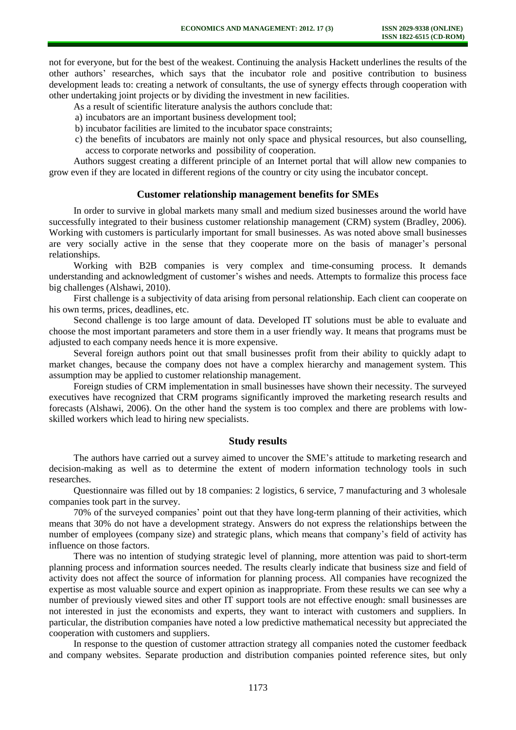not for everyone, but for the best of the weakest. Continuing the analysis Hackett underlines the results of the other authors' researches, which says that the incubator role and positive contribution to business development leads to: creating a network of consultants, the use of synergy effects through cooperation with other undertaking joint projects or by dividing the investment in new facilities.

As a result of scientific literature analysis the authors conclude that:

a) incubators are an important business development tool;
b) incubator facilities are limited to the incubator space constraints;
c) the benefits of incubators are mainly not only space and physical resources, but also counselling, access to corporate networks and possibility of cooperation.

Authors suggest creating a different principle of an Internet portal that will allow new companies to grow even if they are located in different regions of the country or city using the incubator concept.

## Customer relationship management benefits for SMEs

In order to survive in global markets many small and medium sized businesses around the world have successfully integrated to their business customer relationship management (CRM) system (Bradley, 2006). Working with customers is particularly important for small businesses. As was noted above small businesses are very socially active in the sense that they cooperate more on the basis of manager's personal relationships.

Working with B2B companies is very complex and time-consuming process. It demands understanding and acknowledgment of customer's wishes and needs. Attempts to formalize this process face big challenges (Alshawi, 2010).

First challenge is a subjectivity of data arising from personal relationship. Each client can cooperate on his own terms, prices, deadlines, etc.

Second challenge is too large amount of data. Developed IT solutions must be able to evaluate and choose the most important parameters and store them in a user friendly way. It means that programs must be adjusted to each company needs hence it is more expensive.

Several foreign authors point out that small businesses profit from their ability to quickly adapt to market changes, because the company does not have a complex hierarchy and management system. This assumption may be applied to customer relationship management.

Foreign studies of CRM implementation in small businesses have shown their necessity. The surveyed executives have recognized that CRM programs significantly improved the marketing research results and forecasts (Alshawi, 2006). On the other hand the system is too complex and there are problems with low-skilled workers which lead to hiring new specialists.

## Study results

The authors have carried out a survey aimed to uncover the SME's attitude to marketing research and decision-making as well as to determine the extent of modern information technology tools in such researches.

Questionnaire was filled out by 18 companies: 2 logistics, 6 service, 7 manufacturing and 3 wholesale companies took part in the survey.

70% of the surveyed companies' point out that they have long-term planning of their activities, which means that 30% do not have a development strategy. Answers do not express the relationships between the number of employees (company size) and strategic plans, which means that company's field of activity has influence on those factors.

There was no intention of studying strategic level of planning, more attention was paid to short-term planning process and information sources needed. The results clearly indicate that business size and field of activity does not affect the source of information for planning process. All companies have recognized the expertise as most valuable source and expert opinion as inappropriate. From these results we can see why a number of previously viewed sites and other IT support tools are not effective enough: small businesses are not interested in just the economists and experts, they want to interact with customers and suppliers. In particular, the distribution companies have noted a low predictive mathematical necessity but appreciated the cooperation with customers and suppliers.

In response to the question of customer attraction strategy all companies noted the customer feedback and company websites. Separate production and distribution companies pointed reference sites, but only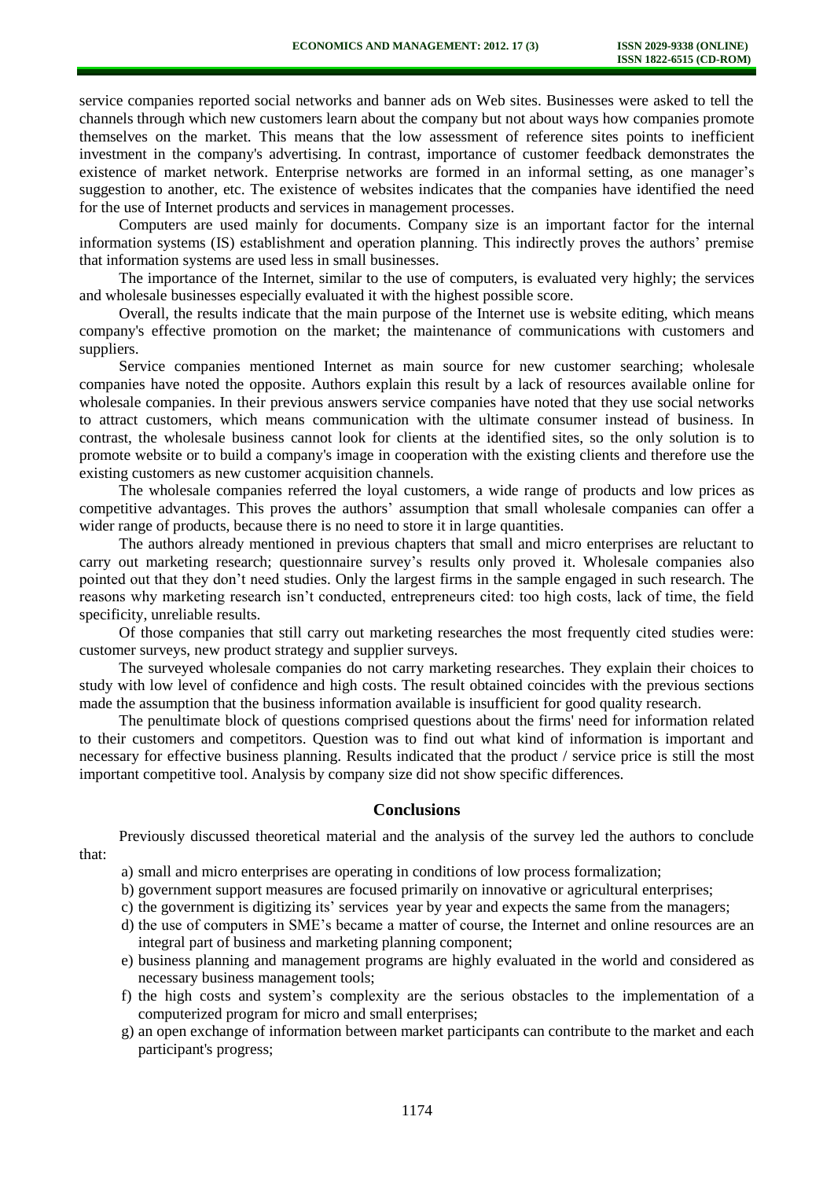service companies reported social networks and banner ads on Web sites. Businesses were asked to tell the channels through which new customers learn about the company but not about ways how companies promote themselves on the market. This means that the low assessment of reference sites points to inefficient investment in the company's advertising. In contrast, importance of customer feedback demonstrates the existence of market network. Enterprise networks are formed in an informal setting, as one manager's suggestion to another, etc. The existence of websites indicates that the companies have identified the need for the use of Internet products and services in management processes.

Computers are used mainly for documents. Company size is an important factor for the internal information systems (IS) establishment and operation planning. This indirectly proves the authors' premise that information systems are used less in small businesses.

The importance of the Internet, similar to the use of computers, is evaluated very highly; the services and wholesale businesses especially evaluated it with the highest possible score.

Overall, the results indicate that the main purpose of the Internet use is website editing, which means company's effective promotion on the market; the maintenance of communications with customers and suppliers.

Service companies mentioned Internet as main source for new customer searching; wholesale companies have noted the opposite. Authors explain this result by a lack of resources available online for wholesale companies. In their previous answers service companies have noted that they use social networks to attract customers, which means communication with the ultimate consumer instead of business. In contrast, the wholesale business cannot look for clients at the identified sites, so the only solution is to promote website or to build a company's image in cooperation with the existing clients and therefore use the existing customers as new customer acquisition channels.

The wholesale companies referred the loyal customers, a wide range of products and low prices as competitive advantages. This proves the authors' assumption that small wholesale companies can offer a wider range of products, because there is no need to store it in large quantities.

The authors already mentioned in previous chapters that small and micro enterprises are reluctant to carry out marketing research; questionnaire survey's results only proved it. Wholesale companies also pointed out that they don't need studies. Only the largest firms in the sample engaged in such research. The reasons why marketing research isn't conducted, entrepreneurs cited: too high costs, lack of time, the field specificity, unreliable results.

Of those companies that still carry out marketing researches the most frequently cited studies were: customer surveys, new product strategy and supplier surveys.

The surveyed wholesale companies do not carry marketing researches. They explain their choices to study with low level of confidence and high costs. The result obtained coincides with the previous sections made the assumption that the business information available is insufficient for good quality research.

The penultimate block of questions comprised questions about the firms' need for information related to their customers and competitors. Question was to find out what kind of information is important and necessary for effective business planning. Results indicated that the product / service price is still the most important competitive tool. Analysis by company size did not show specific differences.

## Conclusions

Previously discussed theoretical material and the analysis of the survey led the authors to conclude that:

a) small and micro enterprises are operating in conditions of low process formalization;
b) government support measures are focused primarily on innovative or agricultural enterprises;
c) the government is digitizing its' services year by year and expects the same from the managers;
d) the use of computers in SME's became a matter of course, the Internet and online resources are an integral part of business and marketing planning component;
e) business planning and management programs are highly evaluated in the world and considered as necessary business management tools;
f) the high costs and system's complexity are the serious obstacles to the implementation of a computerized program for micro and small enterprises;
g) an open exchange of information between market participants can contribute to the market and each participant's progress;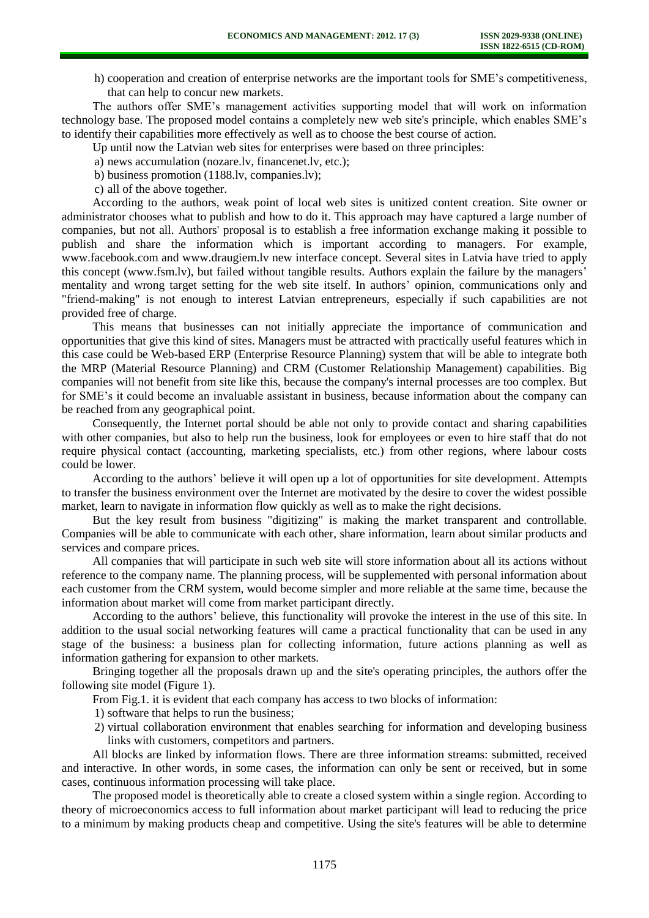h) cooperation and creation of enterprise networks are the important tools for SME's competitiveness, that can help to concur new markets.

The authors offer SME's management activities supporting model that will work on information technology base. The proposed model contains a completely new web site's principle, which enables SME's to identify their capabilities more effectively as well as to choose the best course of action.

Up until now the Latvian web sites for enterprises were based on three principles:

a) news accumulation (nozare.lv, financenet.lv, etc.);

b) business promotion (1188.lv, companies.lv);

c) all of the above together.

According to the authors, weak point of local web sites is unitized content creation. Site owner or administrator chooses what to publish and how to do it. This approach may have captured a large number of companies, but not all. Authors' proposal is to establish a free information exchange making it possible to publish and share the information which is important according to managers. For example, www.facebook.com and www.draugiem.lv new interface concept. Several sites in Latvia have tried to apply this concept (www.fsm.lv), but failed without tangible results. Authors explain the failure by the managers' mentality and wrong target setting for the web site itself. In authors' opinion, communications only and "friend-making" is not enough to interest Latvian entrepreneurs, especially if such capabilities are not provided free of charge.

This means that businesses can not initially appreciate the importance of communication and opportunities that give this kind of sites. Managers must be attracted with practically useful features which in this case could be Web-based ERP (Enterprise Resource Planning) system that will be able to integrate both the MRP (Material Resource Planning) and CRM (Customer Relationship Management) capabilities. Big companies will not benefit from site like this, because the company's internal processes are too complex. But for SME's it could become an invaluable assistant in business, because information about the company can be reached from any geographical point.

Consequently, the Internet portal should be able not only to provide contact and sharing capabilities with other companies, but also to help run the business, look for employees or even to hire staff that do not require physical contact (accounting, marketing specialists, etc.) from other regions, where labour costs could be lower.

According to the authors' believe it will open up a lot of opportunities for site development. Attempts to transfer the business environment over the Internet are motivated by the desire to cover the widest possible market, learn to navigate in information flow quickly as well as to make the right decisions.

But the key result from business "digitizing" is making the market transparent and controllable. Companies will be able to communicate with each other, share information, learn about similar products and services and compare prices.

All companies that will participate in such web site will store information about all its actions without reference to the company name. The planning process, will be supplemented with personal information about each customer from the CRM system, would become simpler and more reliable at the same time, because the information about market will come from market participant directly.

According to the authors' believe, this functionality will provoke the interest in the use of this site. In addition to the usual social networking features will came a practical functionality that can be used in any stage of the business: a business plan for collecting information, future actions planning as well as information gathering for expansion to other markets.

Bringing together all the proposals drawn up and the site's operating principles, the authors offer the following site model (Figure 1).

From Fig.1. it is evident that each company has access to two blocks of information:

1) software that helps to run the business;

2) virtual collaboration environment that enables searching for information and developing business links with customers, competitors and partners.

All blocks are linked by information flows. There are three information streams: submitted, received and interactive. In other words, in some cases, the information can only be sent or received, but in some cases, continuous information processing will take place.

The proposed model is theoretically able to create a closed system within a single region. According to theory of microeconomics access to full information about market participant will lead to reducing the price to a minimum by making products cheap and competitive. Using the site's features will be able to determine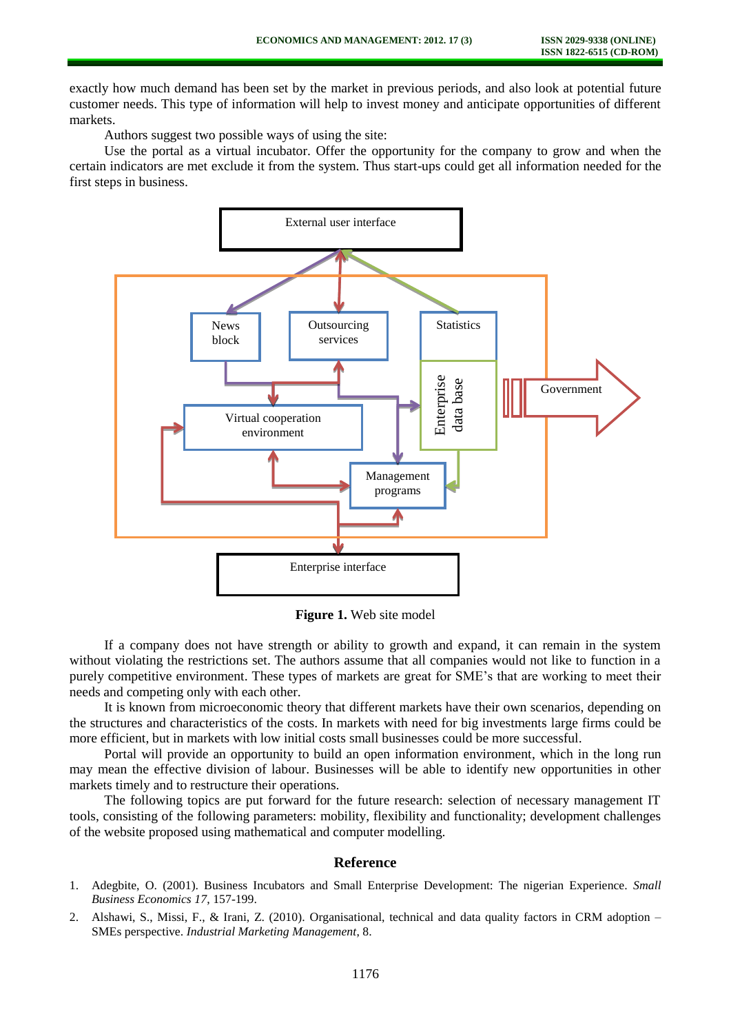exactly how much demand has been set by the market in previous periods, and also look at potential future customer needs. This type of information will help to invest money and anticipate opportunities of different markets.

Authors suggest two possible ways of using the site:

Use the portal as a virtual incubator. Offer the opportunity for the company to grow and when the certain indicators are met exclude it from the system. Thus start-ups could get all information needed for the first steps in business.

**Figure 1.** Web site model

If a company does not have strength or ability to growth and expand, it can remain in the system without violating the restrictions set. The authors assume that all companies would not like to function in a purely competitive environment. These types of markets are great for SME's that are working to meet their needs and competing only with each other.

It is known from microeconomic theory that different markets have their own scenarios, depending on the structures and characteristics of the costs. In markets with need for big investments large firms could be more efficient, but in markets with low initial costs small businesses could be more successful.

Portal will provide an opportunity to build an open information environment, which in the long run may mean the effective division of labour. Businesses will be able to identify new opportunities in other markets timely and to restructure their operations.

The following topics are put forward for the future research: selection of necessary management IT tools, consisting of the following parameters: mobility, flexibility and functionality; development challenges of the website proposed using mathematical and computer modelling.

## Reference

1. Adegbite, O. (2001). Business Incubators and Small Enterprise Development: The nigerian Experience. *Small Business Economics 17*, 157-199.
2. Alshawi, S., Missi, F., & Irani, Z. (2010). Organisational, technical and data quality factors in CRM adoption – SMEs perspective. *Industrial Marketing Management*, 8.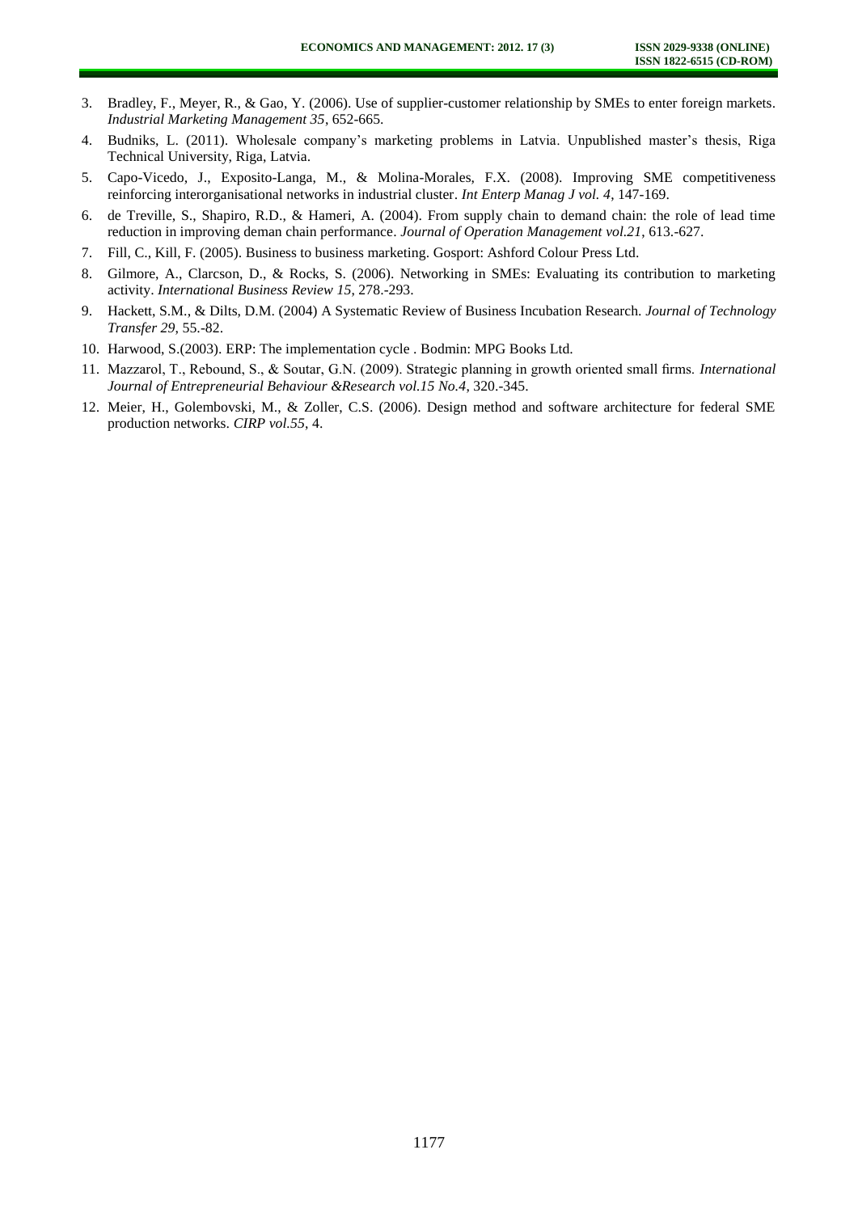3. Bradley, F., Meyer, R., & Gao, Y. (2006). Use of supplier-customer relationship by SMEs to enter foreign markets. *Industrial Marketing Management 35*, 652-665.
4. Budniks, L. (2011). Wholesale company's marketing problems in Latvia. Unpublished master's thesis, Riga Technical University, Riga, Latvia.
5. Capo-Vicedo, J., Exposito-Langa, M., & Molina-Morales, F.X. (2008). Improving SME competitiveness reinforcing interorganisational networks in industrial cluster. *Int Enterp Manag J vol. 4*, 147-169.
6. de Treville, S., Shapiro, R.D., & Hameri, A. (2004). From supply chain to demand chain: the role of lead time reduction in improving deman chain performance. *Journal of Operation Management vol.21*, 613.-627.
7. Fill, C., Kill, F. (2005). Business to business marketing. Gosport: Ashford Colour Press Ltd.
8. Gilmore, A., Clarcson, D., & Rocks, S. (2006). Networking in SMEs: Evaluating its contribution to marketing activity. *International Business Review 15*, 278.-293.
9. Hackett, S.M., & Dilts, D.M. (2004) A Systematic Review of Business Incubation Research. *Journal of Technology Transfer 29*, 55.-82.
10. Harwood, S.(2003). ERP: The implementation cycle . Bodmin: MPG Books Ltd.
11. Mazzarol, T., Rebound, S., & Soutar, G.N. (2009). Strategic planning in growth oriented small firms. *International Journal of Entrepreneurial Behaviour &Research vol.15 No.4*, 320.-345.
12. Meier, H., Golembovski, M., & Zoller, C.S. (2006). Design method and software architecture for federal SME production networks. *CIRP vol.55*, 4.